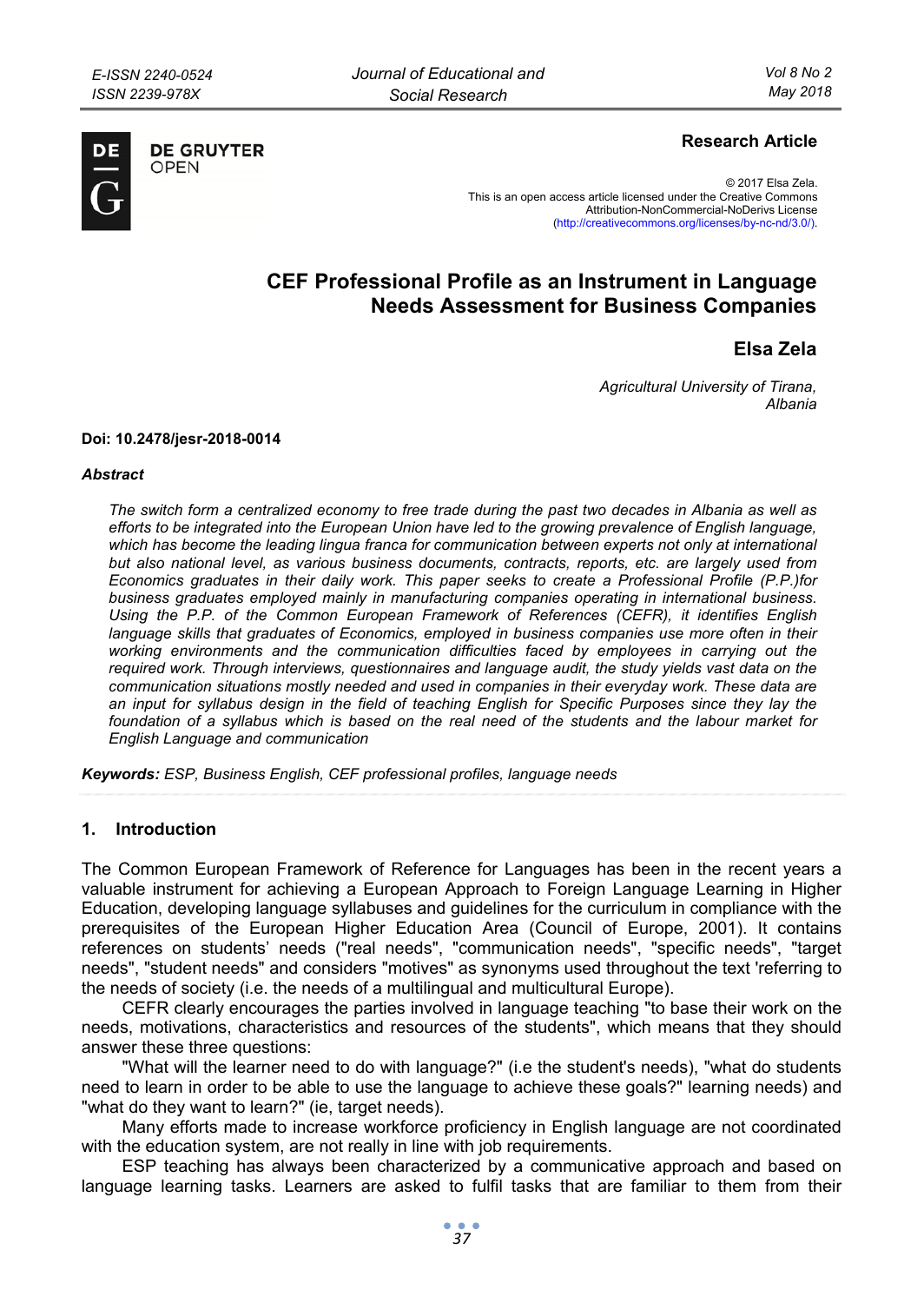**Research Article**

© 2017 Elsa Zela.
This is an open access article licensed under the Creative Commons Attribution-NonCommercial-NoDerivs License (http://creativecommons.org/licenses/by-nc-nd/3.0/).

# CEF Professional Profile as an Instrument in Language Needs Assessment for Business Companies

## Elsa Zela

*Agricultural University of Tirana, Albania*

**Doi: 10.2478/jesr-2018-0014**

***Abstract***

*The switch form a centralized economy to free trade during the past two decades in Albania as well as efforts to be integrated into the European Union have led to the growing prevalence of English language, which has become the leading lingua franca for communication between experts not only at international but also national level, as various business documents, contracts, reports, etc. are largely used from Economics graduates in their daily work. This paper seeks to create a Professional Profile (P.P.)for business graduates employed mainly in manufacturing companies operating in international business. Using the P.P. of the Common European Framework of References (CEFR), it identifies English language skills that graduates of Economics, employed in business companies use more often in their working environments and the communication difficulties faced by employees in carrying out the required work. Through interviews, questionnaires and language audit, the study yields vast data on the communication situations mostly needed and used in companies in their everyday work. These data are an input for syllabus design in the field of teaching English for Specific Purposes since they lay the foundation of a syllabus which is based on the real need of the students and the labour market for English Language and communication*

***Keywords:*** ESP, Business English, CEF professional profiles, language needs

## 1. Introduction

The Common European Framework of Reference for Languages has been in the recent years a valuable instrument for achieving a European Approach to Foreign Language Learning in Higher Education, developing language syllabuses and guidelines for the curriculum in compliance with the prerequisites of the European Higher Education Area (Council of Europe, 2001). It contains references on students' needs ("real needs", "communication needs", "specific needs", "target needs", "student needs" and considers "motives" as synonyms used throughout the text 'referring to the needs of society (i.e. the needs of a multilingual and multicultural Europe).

CEFR clearly encourages the parties involved in language teaching "to base their work on the needs, motivations, characteristics and resources of the students", which means that they should answer these three questions:

"What will the learner need to do with language?" (i.e the student's needs), "what do students need to learn in order to be able to use the language to achieve these goals?" learning needs) and "what do they want to learn?" (ie, target needs).

Many efforts made to increase workforce proficiency in English language are not coordinated with the education system, are not really in line with job requirements.

ESP teaching has always been characterized by a communicative approach and based on language learning tasks. Learners are asked to fulfil tasks that are familiar to them from their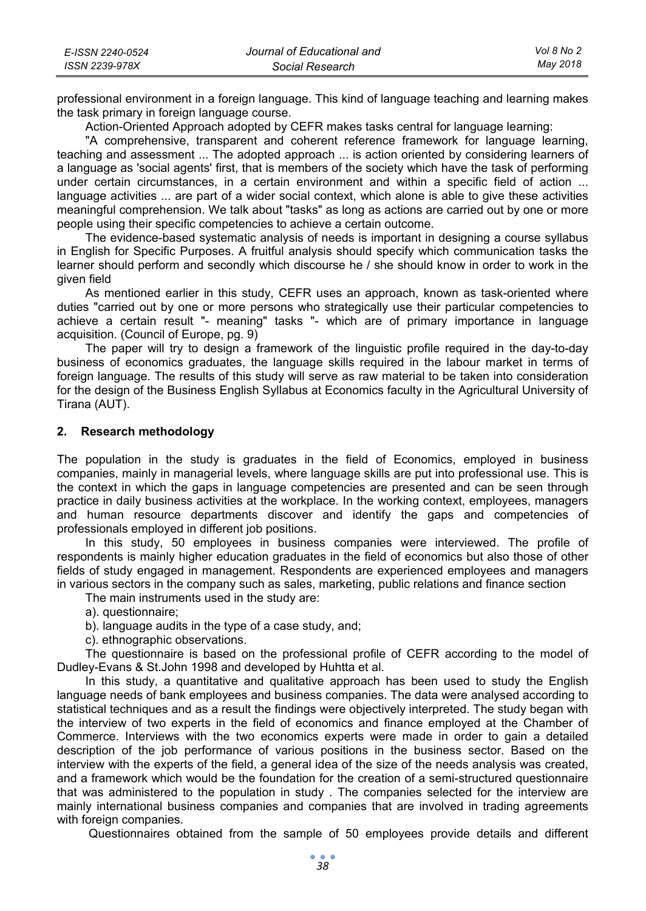professional environment in a foreign language. This kind of language teaching and learning makes the task primary in foreign language course.

Action-Oriented Approach adopted by CEFR makes tasks central for language learning:

"A comprehensive, transparent and coherent reference framework for language learning, teaching and assessment ... The adopted approach ... is action oriented by considering learners of a language as 'social agents' first, that is members of the society which have the task of performing under certain circumstances, in a certain environment and within a specific field of action ... language activities ... are part of a wider social context, which alone is able to give these activities meaningful comprehension. We talk about "tasks" as long as actions are carried out by one or more people using their specific competencies to achieve a certain outcome.

The evidence-based systematic analysis of needs is important in designing a course syllabus in English for Specific Purposes. A fruitful analysis should specify which communication tasks the learner should perform and secondly which discourse he / she should know in order to work in the given field

As mentioned earlier in this study, CEFR uses an approach, known as task-oriented where duties "carried out by one or more persons who strategically use their particular competencies to achieve a certain result "- meaning" tasks "- which are of primary importance in language acquisition. (Council of Europe, pg. 9)

The paper will try to design a framework of the linguistic profile required in the day-to-day business of economics graduates, the language skills required in the labour market in terms of foreign language. The results of this study will serve as raw material to be taken into consideration for the design of the Business English Syllabus at Economics faculty in the Agricultural University of Tirana (AUT).

## 2. Research methodology

The population in the study is graduates in the field of Economics, employed in business companies, mainly in managerial levels, where language skills are put into professional use. This is the context in which the gaps in language competencies are presented and can be seen through practice in daily business activities at the workplace. In the working context, employees, managers and human resource departments discover and identify the gaps and competencies of professionals employed in different job positions.

In this study, 50 employees in business companies were interviewed. The profile of respondents is mainly higher education graduates in the field of economics but also those of other fields of study engaged in management. Respondents are experienced employees and managers in various sectors in the company such as sales, marketing, public relations and finance section

The main instruments used in the study are:

a). questionnaire;

b). language audits in the type of a case study, and;

c). ethnographic observations.

The questionnaire is based on the professional profile of CEFR according to the model of Dudley-Evans & St.John 1998 and developed by Huhtta et al.

In this study, a quantitative and qualitative approach has been used to study the English language needs of bank employees and business companies. The data were analysed according to statistical techniques and as a result the findings were objectively interpreted. The study began with the interview of two experts in the field of economics and finance employed at the Chamber of Commerce. Interviews with the two economics experts were made in order to gain a detailed description of the job performance of various positions in the business sector. Based on the interview with the experts of the field, a general idea of the size of the needs analysis was created, and a framework which would be the foundation for the creation of a semi-structured questionnaire that was administered to the population in study . The companies selected for the interview are mainly international business companies and companies that are involved in trading agreements with foreign companies.

Questionnaires obtained from the sample of 50 employees provide details and different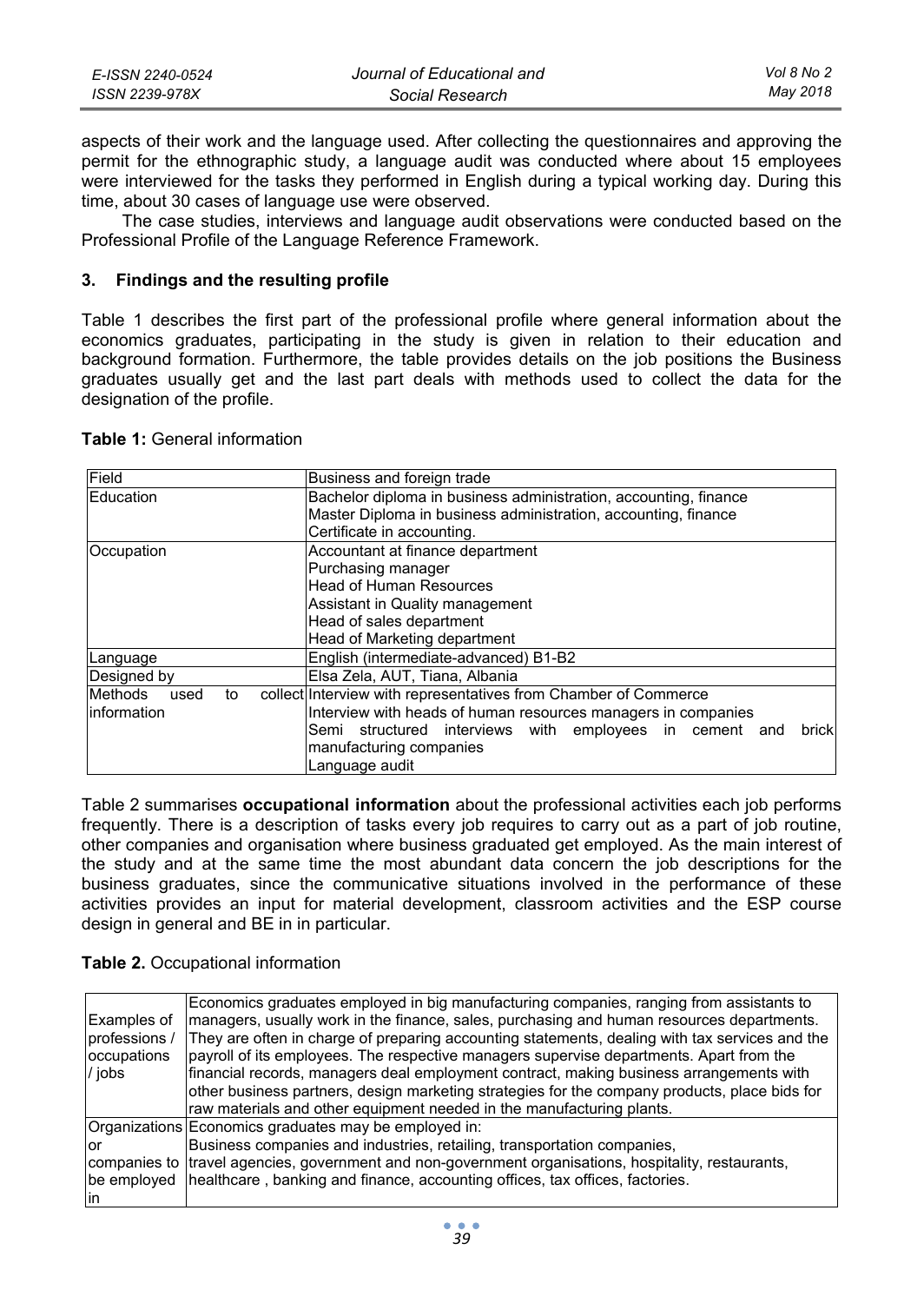aspects of their work and the language used. After collecting the questionnaires and approving the permit for the ethnographic study, a language audit was conducted where about 15 employees were interviewed for the tasks they performed in English during a typical working day. During this time, about 30 cases of language use were observed.

The case studies, interviews and language audit observations were conducted based on the Professional Profile of the Language Reference Framework.

## 3. Findings and the resulting profile

Table 1 describes the first part of the professional profile where general information about the economics graduates, participating in the study is given in relation to their education and background formation. Furthermore, the table provides details on the job positions the Business graduates usually get and the last part deals with methods used to collect the data for the designation of the profile.

**Table 1:** General information

| | |
|---|---|
| Field | Business and foreign trade |
| Education | Bachelor diploma in business administration, accounting, finance<br>Master Diploma in business administration, accounting, finance<br>Certificate in accounting. |
| Occupation | Accountant at finance department<br>Purchasing manager<br>Head of Human Resources<br>Assistant in Quality management<br>Head of sales department<br>Head of Marketing department |
| Language | English (intermediate-advanced) B1-B2 |
| Designed by | Elsa Zela, AUT, Tiana, Albania |
| Methods used to collect information | Interview with representatives from Chamber of Commerce<br>Interview with heads of human resources managers in companies<br>Semi structured interviews with employees in cement and brick manufacturing companies<br>Language audit |

Table 2 summarises **occupational information** about the professional activities each job performs frequently. There is a description of tasks every job requires to carry out as a part of job routine, other companies and organisation where business graduated get employed. As the main interest of the study and at the same time the most abundant data concern the job descriptions for the business graduates, since the communicative situations involved in the performance of these activities provides an input for material development, classroom activities and the ESP course design in general and BE in in particular.

**Table 2.** Occupational information

| | |
|---|---|
| Examples of professions / occupations / jobs | Economics graduates employed in big manufacturing companies, ranging from assistants to managers, usually work in the finance, sales, purchasing and human resources departments. They are often in charge of preparing accounting statements, dealing with tax services and the payroll of its employees. The respective managers supervise departments. Apart from the financial records, managers deal employment contract, making business arrangements with other business partners, design marketing strategies for the company products, place bids for raw materials and other equipment needed in the manufacturing plants. |
| Organizations or companies to be employed in | Economics graduates may be employed in:<br>Business companies and industries, retailing, transportation companies, travel agencies, government and non-government organisations, hospitality, restaurants, healthcare , banking and finance, accounting offices, tax offices, factories. |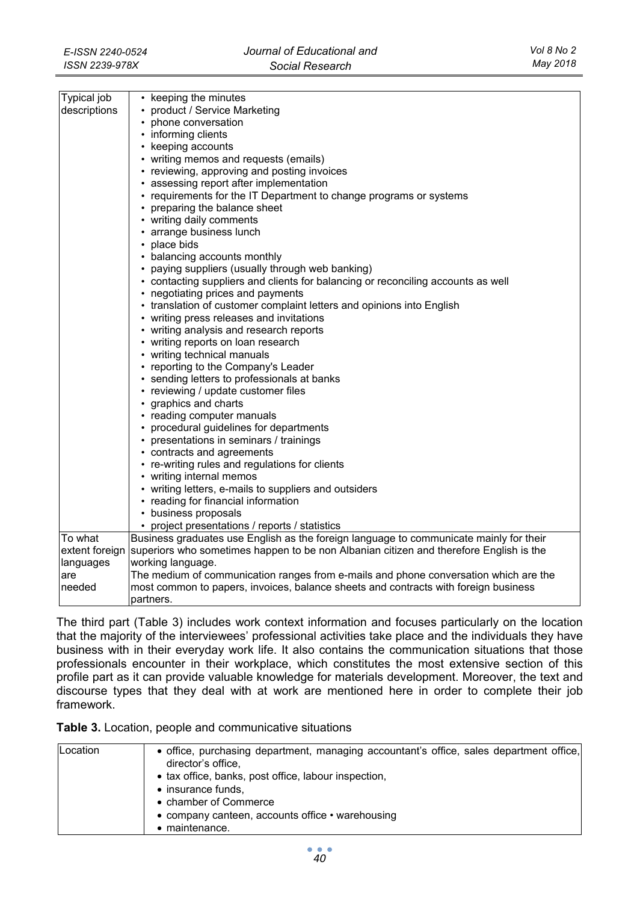| | |
|---|---|
| Typical job descriptions | • keeping the minutes<br>• product / Service Marketing<br>• phone conversation<br>• informing clients<br>• keeping accounts<br>• writing memos and requests (emails)<br>• reviewing, approving and posting invoices<br>• assessing report after implementation<br>• requirements for the IT Department to change programs or systems<br>• preparing the balance sheet<br>• writing daily comments<br>• arrange business lunch<br>• place bids<br>• balancing accounts monthly<br>• paying suppliers (usually through web banking)<br>• contacting suppliers and clients for balancing or reconciling accounts as well<br>• negotiating prices and payments<br>• translation of customer complaint letters and opinions into English<br>• writing press releases and invitations<br>• writing analysis and research reports<br>• writing reports on loan research<br>• writing technical manuals<br>• reporting to the Company's Leader<br>• sending letters to professionals at banks<br>• reviewing / update customer files<br>• graphics and charts<br>• reading computer manuals<br>• procedural guidelines for departments<br>• presentations in seminars / trainings<br>• contracts and agreements<br>• re-writing rules and regulations for clients<br>• writing internal memos<br>• writing letters, e-mails to suppliers and outsiders<br>• reading for financial information<br>• business proposals<br>• project presentations / reports / statistics |
| To what extent foreign languages are needed | Business graduates use English as the foreign language to communicate mainly for their superiors who sometimes happen to be non Albanian citizen and therefore English is the working language.<br>The medium of communication ranges from e-mails and phone conversation which are the most common to papers, invoices, balance sheets and contracts with foreign business partners. |

The third part (Table 3) includes work context information and focuses particularly on the location that the majority of the interviewees' professional activities take place and the individuals they have business with in their everyday work life. It also contains the communication situations that those professionals encounter in their workplace, which constitutes the most extensive section of this profile part as it can provide valuable knowledge for materials development. Moreover, the text and discourse types that they deal with at work are mentioned here in order to complete their job framework.

**Table 3.** Location, people and communicative situations

| | |
|---|---|
| Location | • office, purchasing department, managing accountant's office, sales department office, director's office,<br>• tax office, banks, post office, labour inspection,<br>• insurance funds,<br>• chamber of Commerce<br>• company canteen, accounts office • warehousing<br>• maintenance. |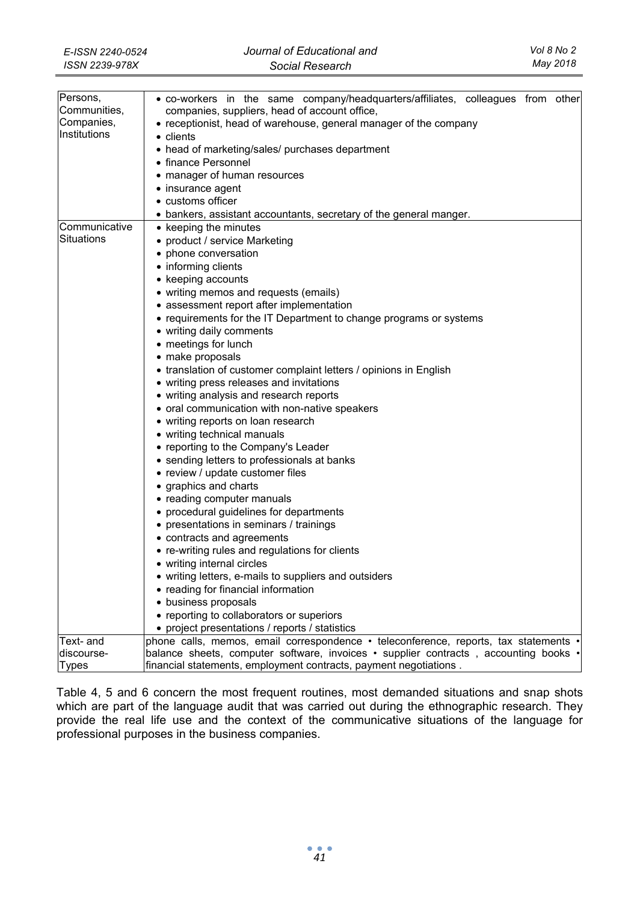| | |
|---|---|
| Persons, Communities, Companies, Institutions | • co-workers in the same company/headquarters/affiliates, colleagues from other companies, suppliers, head of account office, <br>• receptionist, head of warehouse, general manager of the company <br>• clients <br>• head of marketing/sales/ purchases department <br>• finance Personnel <br>• manager of human resources <br>• insurance agent <br>• customs officer <br>• bankers, assistant accountants, secretary of the general manger. |
| Communicative Situations | • keeping the minutes <br>• product / service Marketing <br>• phone conversation <br>• informing clients <br>• keeping accounts <br>• writing memos and requests (emails) <br>• assessment report after implementation <br>• requirements for the IT Department to change programs or systems <br>• writing daily comments <br>• meetings for lunch <br>• make proposals <br>• translation of customer complaint letters / opinions in English <br>• writing press releases and invitations <br>• writing analysis and research reports <br>• oral communication with non-native speakers <br>• writing reports on loan research <br>• writing technical manuals <br>• reporting to the Company's Leader <br>• sending letters to professionals at banks <br>• review / update customer files <br>• graphics and charts <br>• reading computer manuals <br>• procedural guidelines for departments <br>• presentations in seminars / trainings <br>• contracts and agreements <br>• re-writing rules and regulations for clients <br>• writing internal circles <br>• writing letters, e-mails to suppliers and outsiders <br>• reading for financial information <br>• business proposals <br>• reporting to collaborators or superiors <br>• project presentations / reports / statistics |
| Text- and discourse-Types | phone calls, memos, email correspondence • teleconference, reports, tax statements • balance sheets, computer software, invoices • supplier contracts , accounting books • financial statements, employment contracts, payment negotiations . |

Table 4, 5 and 6 concern the most frequent routines, most demanded situations and snap shots which are part of the language audit that was carried out during the ethnographic research. They provide the real life use and the context of the communicative situations of the language for professional purposes in the business companies.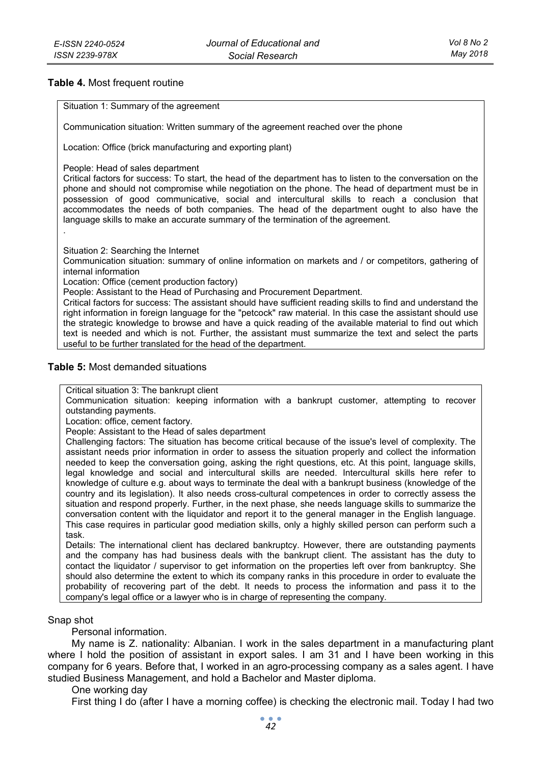**Table 4.** Most frequent routine

| Situation 1: Summary of the agreement<br><br>Communication situation: Written summary of the agreement reached over the phone<br><br>Location: Office (brick manufacturing and exporting plant)<br><br>People: Head of sales department<br>Critical factors for success: To start, the head of the department has to listen to the conversation on the phone and should not compromise while negotiation on the phone. The head of department must be in possession of good communicative, social and intercultural skills to reach a conclusion that accommodates the needs of both companies. The head of the department ought to also have the language skills to make an accurate summary of the termination of the agreement.<br>.<br><br>Situation 2: Searching the Internet<br>Communication situation: summary of online information on markets and / or competitors, gathering of internal information<br>Location: Office (cement production factory)<br>People: Assistant to the Head of Purchasing and Procurement Department.<br>Critical factors for success: The assistant should have sufficient reading skills to find and understand the right information in foreign language for the "petcock" raw material. In this case the assistant should use the strategic knowledge to browse and have a quick reading of the available material to find out which text is needed and which is not. Further, the assistant must summarize the text and select the parts useful to be further translated for the head of the department. |
|---|

**Table 5:** Most demanded situations

| Critical situation 3: The bankrupt client<br>Communication situation: keeping information with a bankrupt customer, attempting to recover outstanding payments.<br>Location: office, cement factory.<br>People: Assistant to the Head of sales department<br>Challenging factors: The situation has become critical because of the issue's level of complexity. The assistant needs prior information in order to assess the situation properly and collect the information needed to keep the conversation going, asking the right questions, etc. At this point, language skills, legal knowledge and social and intercultural skills are needed. Intercultural skills here refer to knowledge of culture e.g. about ways to terminate the deal with a bankrupt business (knowledge of the country and its legislation). It also needs cross-cultural competences in order to correctly assess the situation and respond properly. Further, in the next phase, she needs language skills to summarize the conversation content with the liquidator and report it to the general manager in the English language. This case requires in particular good mediation skills, only a highly skilled person can perform such a task.<br>Details: The international client has declared bankruptcy. However, there are outstanding payments and the company has had business deals with the bankrupt client. The assistant has the duty to contact the liquidator / supervisor to get information on the properties left over from bankruptcy. She should also determine the extent to which its company ranks in this procedure in order to evaluate the probability of recovering part of the debt. It needs to process the information and pass it to the company's legal office or a lawyer who is in charge of representing the company. |
|---|

Snap shot

Personal information.

My name is Z. nationality: Albanian. I work in the sales department in a manufacturing plant where I hold the position of assistant in export sales. I am 31 and I have been working in this company for 6 years. Before that, I worked in an agro-processing company as a sales agent. I have studied Business Management, and hold a Bachelor and Master diploma.

One working day

First thing I do (after I have a morning coffee) is checking the electronic mail. Today I had two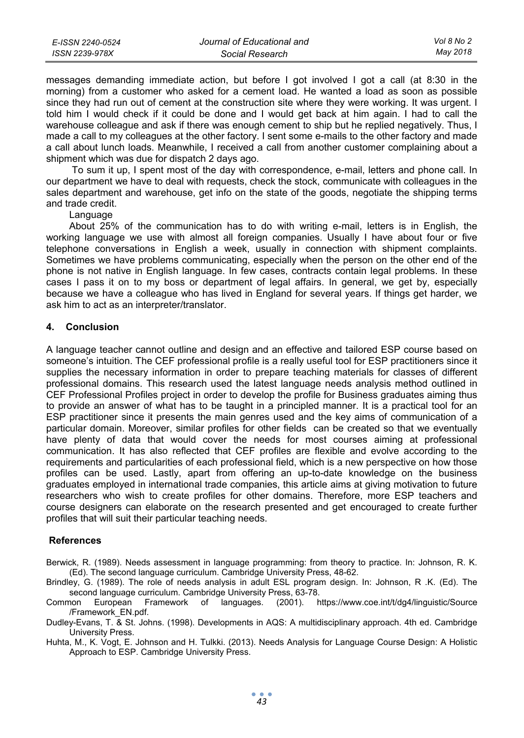messages demanding immediate action, but before I got involved I got a call (at 8:30 in the morning) from a customer who asked for a cement load. He wanted a load as soon as possible since they had run out of cement at the construction site where they were working. It was urgent. I told him I would check if it could be done and I would get back at him again. I had to call the warehouse colleague and ask if there was enough cement to ship but he replied negatively. Thus, I made a call to my colleagues at the other factory. I sent some e-mails to the other factory and made a call about lunch loads. Meanwhile, I received a call from another customer complaining about a shipment which was due for dispatch 2 days ago.

To sum it up, I spent most of the day with correspondence, e-mail, letters and phone call. In our department we have to deal with requests, check the stock, communicate with colleagues in the sales department and warehouse, get info on the state of the goods, negotiate the shipping terms and trade credit.

Language

About 25% of the communication has to do with writing e-mail, letters is in English, the working language we use with almost all foreign companies. Usually I have about four or five telephone conversations in English a week, usually in connection with shipment complaints. Sometimes we have problems communicating, especially when the person on the other end of the phone is not native in English language. In few cases, contracts contain legal problems. In these cases I pass it on to my boss or department of legal affairs. In general, we get by, especially because we have a colleague who has lived in England for several years. If things get harder, we ask him to act as an interpreter/translator.

## 4. Conclusion

A language teacher cannot outline and design and an effective and tailored ESP course based on someone's intuition. The CEF professional profile is a really useful tool for ESP practitioners since it supplies the necessary information in order to prepare teaching materials for classes of different professional domains. This research used the latest language needs analysis method outlined in CEF Professional Profiles project in order to develop the profile for Business graduates aiming thus to provide an answer of what has to be taught in a principled manner. It is a practical tool for an ESP practitioner since it presents the main genres used and the key aims of communication of a particular domain. Moreover, similar profiles for other fields can be created so that we eventually have plenty of data that would cover the needs for most courses aiming at professional communication. It has also reflected that CEF profiles are flexible and evolve according to the requirements and particularities of each professional field, which is a new perspective on how those profiles can be used. Lastly, apart from offering an up-to-date knowledge on the business graduates employed in international trade companies, this article aims at giving motivation to future researchers who wish to create profiles for other domains. Therefore, more ESP teachers and course designers can elaborate on the research presented and get encouraged to create further profiles that will suit their particular teaching needs.

## References

Berwick, R. (1989). Needs assessment in language programming: from theory to practice. In: Johnson, R. K. (Ed). The second language curriculum. Cambridge University Press, 48-62.

Brindley, G. (1989). The role of needs analysis in adult ESL program design. In: Johnson, R .K. (Ed). The second language curriculum. Cambridge University Press, 63-78.

Common European Framework of languages. (2001). https://www.coe.int/t/dg4/linguistic/Source/Framework_EN.pdf.

Dudley-Evans, T. & St. Johns. (1998). Developments in AQS: A multidisciplinary approach. 4th ed. Cambridge University Press.

Huhta, M., K. Vogt, E. Johnson and H. Tulkki. (2013). Needs Analysis for Language Course Design: A Holistic Approach to ESP. Cambridge University Press.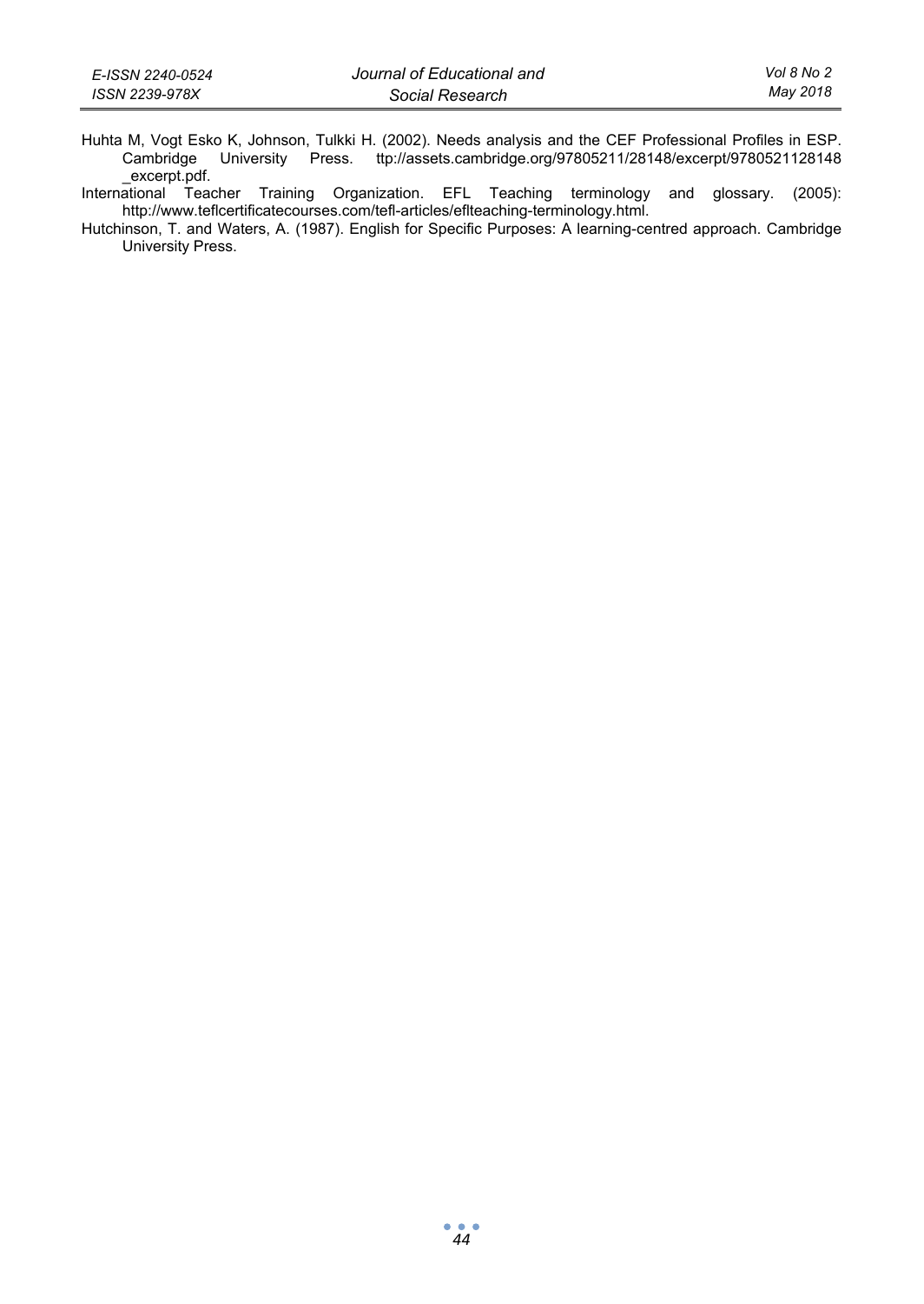Huhta M, Vogt Esko K, Johnson, Tulkki H. (2002). Needs analysis and the CEF Professional Profiles in ESP. Cambridge University Press. ttp://assets.cambridge.org/97805211/28148/excerpt/9780521128148_excerpt.pdf.

International Teacher Training Organization. EFL Teaching terminology and glossary. (2005): http://www.teflcertificatecourses.com/tefl-articles/eflteaching-terminology.html.

Hutchinson, T. and Waters, A. (1987). English for Specific Purposes: A learning-centred approach. Cambridge University Press.